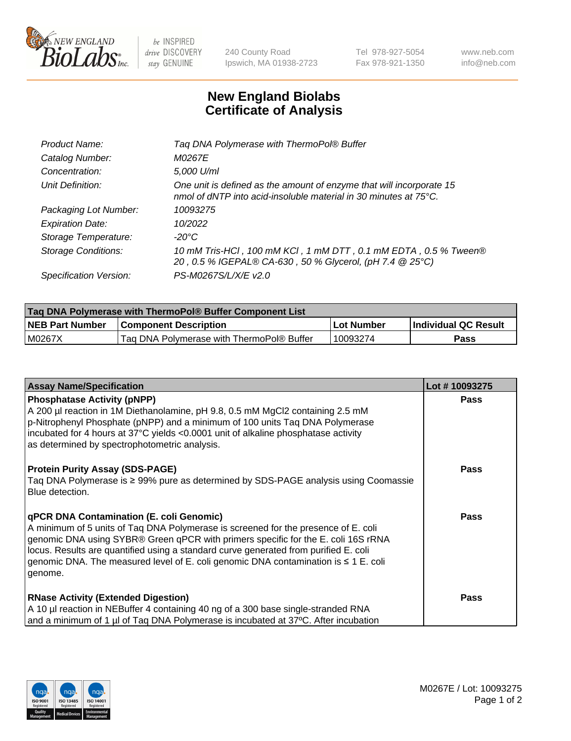# New England Biolabs Certificate of Analysis

| | |
|---|---|
| Product Name: | Taq DNA Polymerase with ThermoPol® Buffer |
| Catalog Number: | M0267E |
| Concentration: | 5,000 U/ml |
| Unit Definition: | One unit is defined as the amount of enzyme that will incorporate 15 nmol of dNTP into acid-insoluble material in 30 minutes at 75°C. |
| Packaging Lot Number: | 10093275 |
| Expiration Date: | 10/2022 |
| Storage Temperature: | -20°C |
| Storage Conditions: | 10 mM Tris-HCl , 100 mM KCl , 1 mM DTT , 0.1 mM EDTA , 0.5 % Tween® 20 , 0.5 % IGEPAL® CA-630 , 50 % Glycerol, (pH 7.4 @ 25°C) |
| Specification Version: | PS-M0267S/L/X/E v2.0 |

| Taq DNA Polymerase with ThermoPol® Buffer Component List | | | |
|---|---|---|---|
| NEB Part Number | Component Description | Lot Number | Individual QC Result |
| M0267X | Taq DNA Polymerase with ThermoPol® Buffer | 10093274 | Pass |

| Assay Name/Specification | Lot # 10093275 |
|---|---|
| **Phosphatase Activity (pNPP)**<br>A 200 µl reaction in 1M Diethanolamine, pH 9.8, 0.5 mM MgCl2 containing 2.5 mM p-Nitrophenyl Phosphate (pNPP) and a minimum of 100 units Taq DNA Polymerase incubated for 4 hours at 37°C yields <0.0001 unit of alkaline phosphatase activity as determined by spectrophotometric analysis. | Pass |
| **Protein Purity Assay (SDS-PAGE)**<br>Taq DNA Polymerase is ≥ 99% pure as determined by SDS-PAGE analysis using Coomassie Blue detection. | Pass |
| **qPCR DNA Contamination (E. coli Genomic)**<br>A minimum of 5 units of Taq DNA Polymerase is screened for the presence of E. coli genomic DNA using SYBR® Green qPCR with primers specific for the E. coli 16S rRNA locus. Results are quantified using a standard curve generated from purified E. coli genomic DNA. The measured level of E. coli genomic DNA contamination is ≤ 1 E. coli genome. | Pass |
| **RNase Activity (Extended Digestion)**<br>A 10 µl reaction in NEBuffer 4 containing 40 ng of a 300 base single-stranded RNA and a minimum of 1 µl of Taq DNA Polymerase is incubated at 37ºC. After incubation | Pass |

M0267E / Lot: 10093275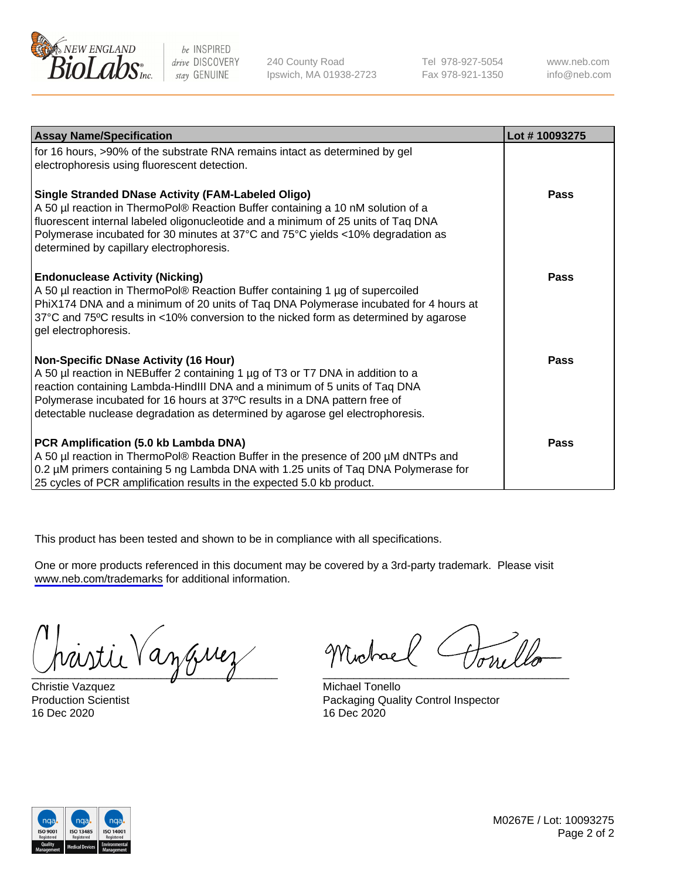| Assay Name/Specification | Lot # 10093275 |
|---|---|
| for 16 hours, >90% of the substrate RNA remains intact as determined by gel electrophoresis using fluorescent detection. | |
| **Single Stranded DNase Activity (FAM-Labeled Oligo)**<br>A 50 µl reaction in ThermoPol® Reaction Buffer containing a 10 nM solution of a fluorescent internal labeled oligonucleotide and a minimum of 25 units of Taq DNA Polymerase incubated for 30 minutes at 37°C and 75°C yields <10% degradation as determined by capillary electrophoresis. | **Pass** |
| **Endonuclease Activity (Nicking)**<br>A 50 µl reaction in ThermoPol® Reaction Buffer containing 1 µg of supercoiled PhiX174 DNA and a minimum of 20 units of Taq DNA Polymerase incubated for 4 hours at 37°C and 75ºC results in <10% conversion to the nicked form as determined by agarose gel electrophoresis. | **Pass** |
| **Non-Specific DNase Activity (16 Hour)**<br>A 50 µl reaction in NEBuffer 2 containing 1 µg of T3 or T7 DNA in addition to a reaction containing Lambda-HindIII DNA and a minimum of 5 units of Taq DNA Polymerase incubated for 16 hours at 37ºC results in a DNA pattern free of detectable nuclease degradation as determined by agarose gel electrophoresis. | **Pass** |
| **PCR Amplification (5.0 kb Lambda DNA)**<br>A 50 µl reaction in ThermoPol® Reaction Buffer in the presence of 200 µM dNTPs and 0.2 µM primers containing 5 ng Lambda DNA with 1.25 units of Taq DNA Polymerase for 25 cycles of PCR amplification results in the expected 5.0 kb product. | **Pass** |

This product has been tested and shown to be in compliance with all specifications.

One or more products referenced in this document may be covered by a 3rd-party trademark. Please visit www.neb.com/trademarks for additional information.

Christie Vazquez
Production Scientist
16 Dec 2020

Michael Tonello
Packaging Quality Control Inspector
16 Dec 2020

M0267E / Lot: 10093275